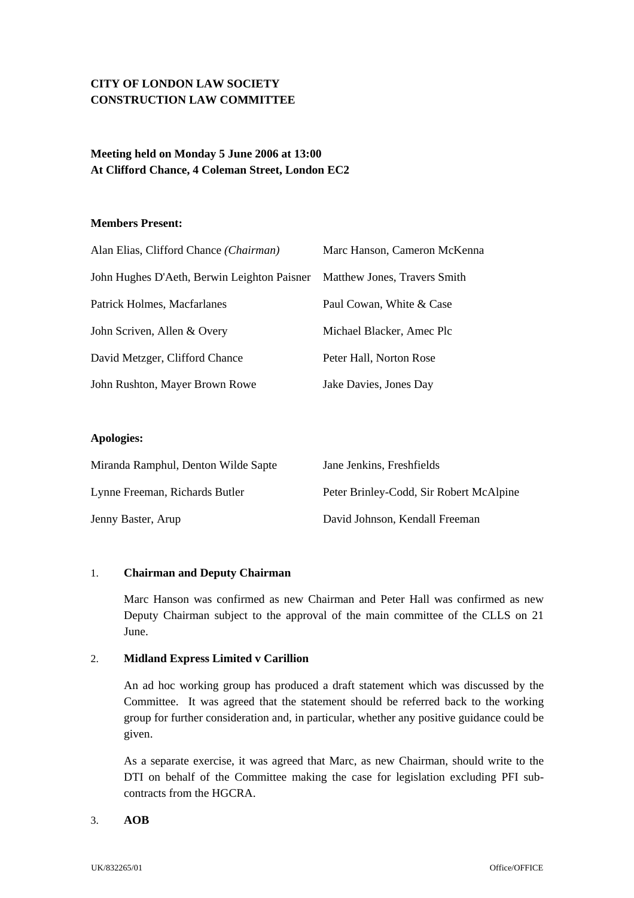**CITY OF LONDON LAW SOCIETY**
**CONSTRUCTION LAW COMMITTEE**

**Meeting held on Monday 5 June 2006 at 13:00**
**At Clifford Chance, 4 Coleman Street, London EC2**

**Members Present:**

| | |
|---|---|
| Alan Elias, Clifford Chance *(Chairman)* | Marc Hanson, Cameron McKenna |
| John Hughes D'Aeth, Berwin Leighton Paisner | Matthew Jones, Travers Smith |
| Patrick Holmes, Macfarlanes | Paul Cowan, White & Case |
| John Scriven, Allen & Overy | Michael Blacker, Amec Plc |
| David Metzger, Clifford Chance | Peter Hall, Norton Rose |
| John Rushton, Mayer Brown Rowe | Jake Davies, Jones Day |

**Apologies:**

| | |
|---|---|
| Miranda Ramphul, Denton Wilde Sapte | Jane Jenkins, Freshfields |
| Lynne Freeman, Richards Butler | Peter Brinley-Codd, Sir Robert McAlpine |
| Jenny Baster, Arup | David Johnson, Kendall Freeman |

1. **Chairman and Deputy Chairman**

   Marc Hanson was confirmed as new Chairman and Peter Hall was confirmed as new Deputy Chairman subject to the approval of the main committee of the CLLS on 21 June.

2. **Midland Express Limited v Carillion**

   An ad hoc working group has produced a draft statement which was discussed by the Committee. It was agreed that the statement should be referred back to the working group for further consideration and, in particular, whether any positive guidance could be given.

   As a separate exercise, it was agreed that Marc, as new Chairman, should write to the DTI on behalf of the Committee making the case for legislation excluding PFI sub-contracts from the HGCRA.

3. **AOB**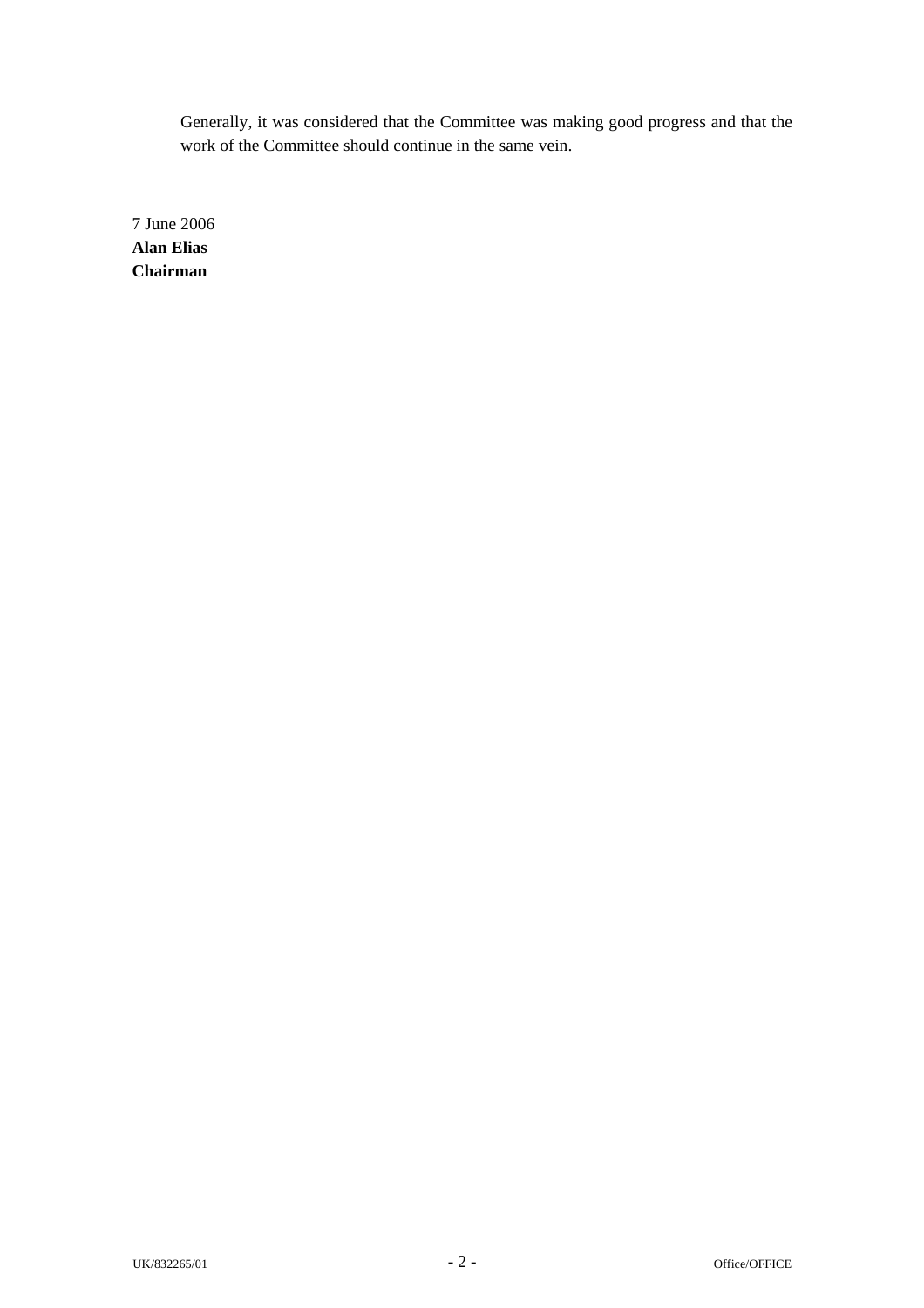Generally, it was considered that the Committee was making good progress and that the work of the Committee should continue in the same vein.

7 June 2006
**Alan Elias**
**Chairman**